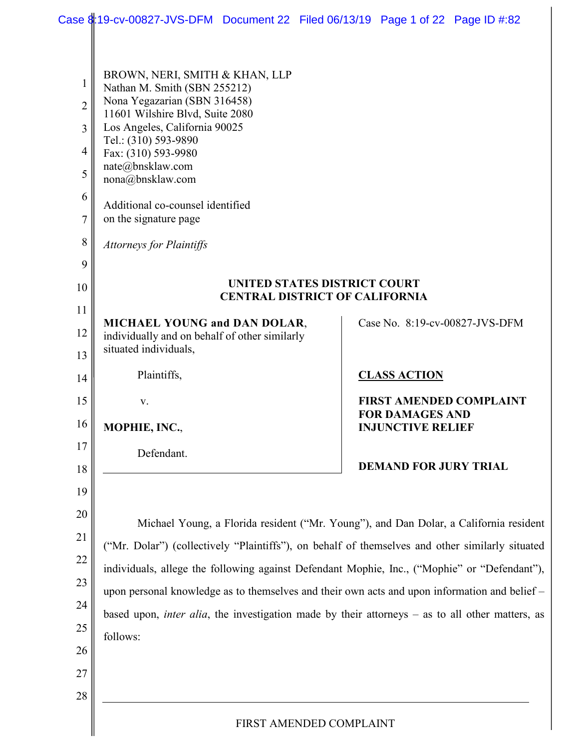BROWN, NERI, SMITH & KHAN, LLP
Nathan M. Smith (SBN 255212)
Nona Yegazarian (SBN 316458)
11601 Wilshire Blvd, Suite 2080
Los Angeles, California 90025
Tel.: (310) 593-9890
Fax: (310) 593-9980
nate@bnsklaw.com
nona@bnsklaw.com

Additional co-counsel identified
on the signature page

*Attorneys for Plaintiffs*

**UNITED STATES DISTRICT COURT**
**CENTRAL DISTRICT OF CALIFORNIA**

**MICHAEL YOUNG and DAN DOLAR**, individually and on behalf of other similarly situated individuals,

Plaintiffs,

v.

**MOPHIE, INC.**,

Defendant.

Case No. 8:19-cv-00827-JVS-DFM

**CLASS ACTION**

**FIRST AMENDED COMPLAINT FOR DAMAGES AND INJUNCTIVE RELIEF**

**DEMAND FOR JURY TRIAL**

Michael Young, a Florida resident ("Mr. Young"), and Dan Dolar, a California resident ("Mr. Dolar") (collectively "Plaintiffs"), on behalf of themselves and other similarly situated individuals, allege the following against Defendant Mophie, Inc., ("Mophie" or "Defendant"), upon personal knowledge as to themselves and their own acts and upon information and belief – based upon, *inter alia*, the investigation made by their attorneys – as to all other matters, as follows: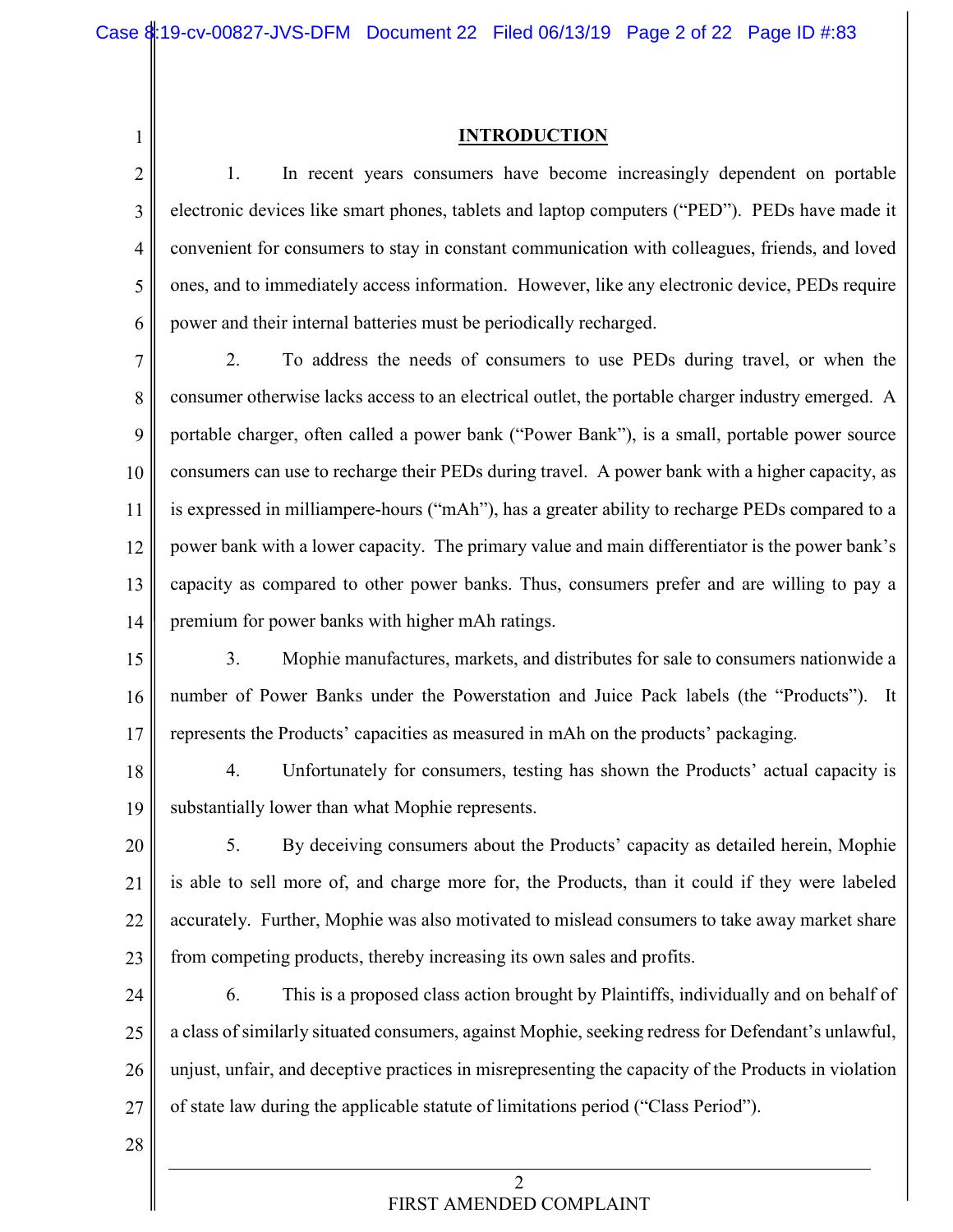## INTRODUCTION

1. In recent years consumers have become increasingly dependent on portable electronic devices like smart phones, tablets and laptop computers ("PED"). PEDs have made it convenient for consumers to stay in constant communication with colleagues, friends, and loved ones, and to immediately access information. However, like any electronic device, PEDs require power and their internal batteries must be periodically recharged.

2. To address the needs of consumers to use PEDs during travel, or when the consumer otherwise lacks access to an electrical outlet, the portable charger industry emerged. A portable charger, often called a power bank ("Power Bank"), is a small, portable power source consumers can use to recharge their PEDs during travel. A power bank with a higher capacity, as is expressed in milliampere-hours ("mAh"), has a greater ability to recharge PEDs compared to a power bank with a lower capacity. The primary value and main differentiator is the power bank's capacity as compared to other power banks. Thus, consumers prefer and are willing to pay a premium for power banks with higher mAh ratings.

3. Mophie manufactures, markets, and distributes for sale to consumers nationwide a number of Power Banks under the Powerstation and Juice Pack labels (the "Products"). It represents the Products' capacities as measured in mAh on the products' packaging.

4. Unfortunately for consumers, testing has shown the Products' actual capacity is substantially lower than what Mophie represents.

5. By deceiving consumers about the Products' capacity as detailed herein, Mophie is able to sell more of, and charge more for, the Products, than it could if they were labeled accurately. Further, Mophie was also motivated to mislead consumers to take away market share from competing products, thereby increasing its own sales and profits.

6. This is a proposed class action brought by Plaintiffs, individually and on behalf of a class of similarly situated consumers, against Mophie, seeking redress for Defendant's unlawful, unjust, unfair, and deceptive practices in misrepresenting the capacity of the Products in violation of state law during the applicable statute of limitations period ("Class Period").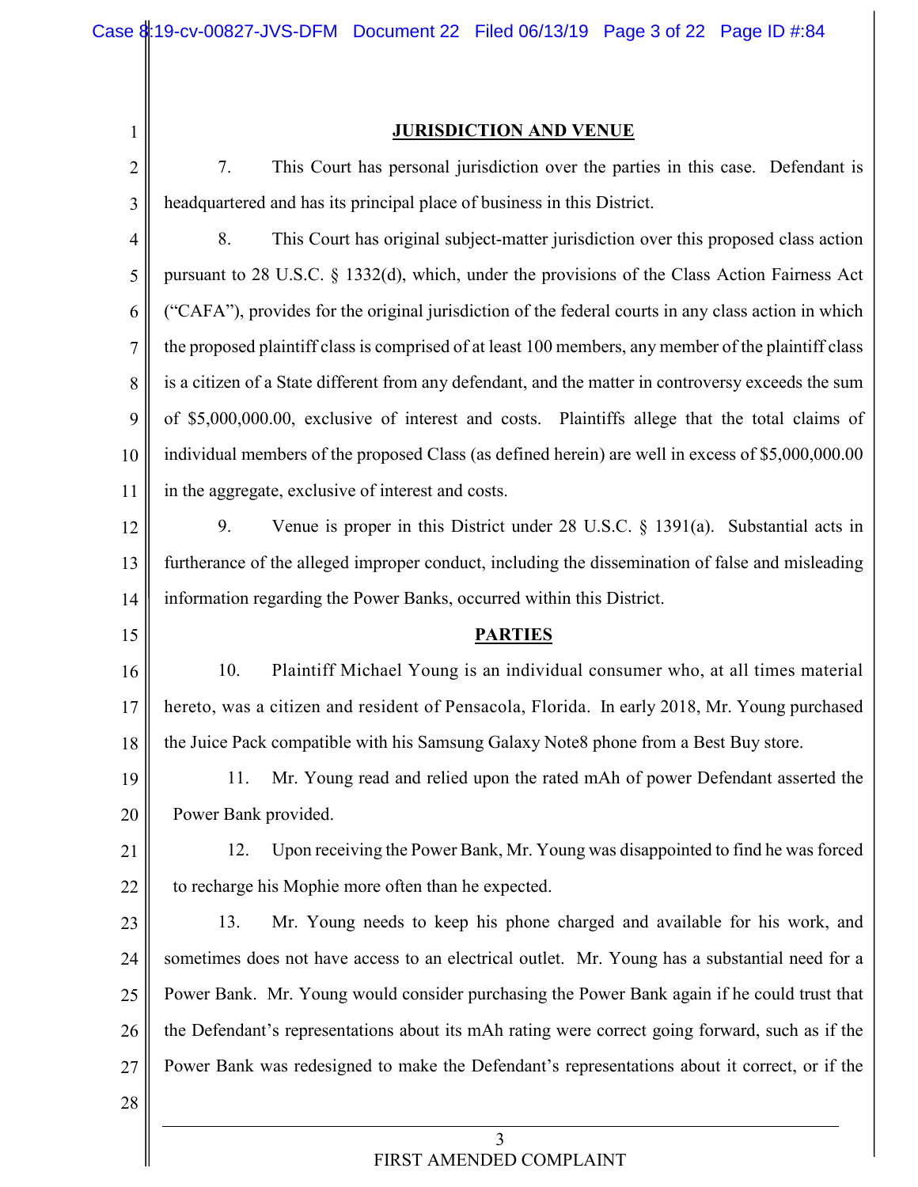## JURISDICTION AND VENUE

7. This Court has personal jurisdiction over the parties in this case. Defendant is headquartered and has its principal place of business in this District.

8. This Court has original subject-matter jurisdiction over this proposed class action pursuant to 28 U.S.C. § 1332(d), which, under the provisions of the Class Action Fairness Act ("CAFA"), provides for the original jurisdiction of the federal courts in any class action in which the proposed plaintiff class is comprised of at least 100 members, any member of the plaintiff class is a citizen of a State different from any defendant, and the matter in controversy exceeds the sum of $5,000,000.00, exclusive of interest and costs. Plaintiffs allege that the total claims of individual members of the proposed Class (as defined herein) are well in excess of $5,000,000.00 in the aggregate, exclusive of interest and costs.

9. Venue is proper in this District under 28 U.S.C. § 1391(a). Substantial acts in furtherance of the alleged improper conduct, including the dissemination of false and misleading information regarding the Power Banks, occurred within this District.

## PARTIES

10. Plaintiff Michael Young is an individual consumer who, at all times material hereto, was a citizen and resident of Pensacola, Florida. In early 2018, Mr. Young purchased the Juice Pack compatible with his Samsung Galaxy Note8 phone from a Best Buy store.

11. Mr. Young read and relied upon the rated mAh of power Defendant asserted the Power Bank provided.

12. Upon receiving the Power Bank, Mr. Young was disappointed to find he was forced to recharge his Mophie more often than he expected.

13. Mr. Young needs to keep his phone charged and available for his work, and sometimes does not have access to an electrical outlet. Mr. Young has a substantial need for a Power Bank. Mr. Young would consider purchasing the Power Bank again if he could trust that the Defendant's representations about its mAh rating were correct going forward, such as if the Power Bank was redesigned to make the Defendant's representations about it correct, or if the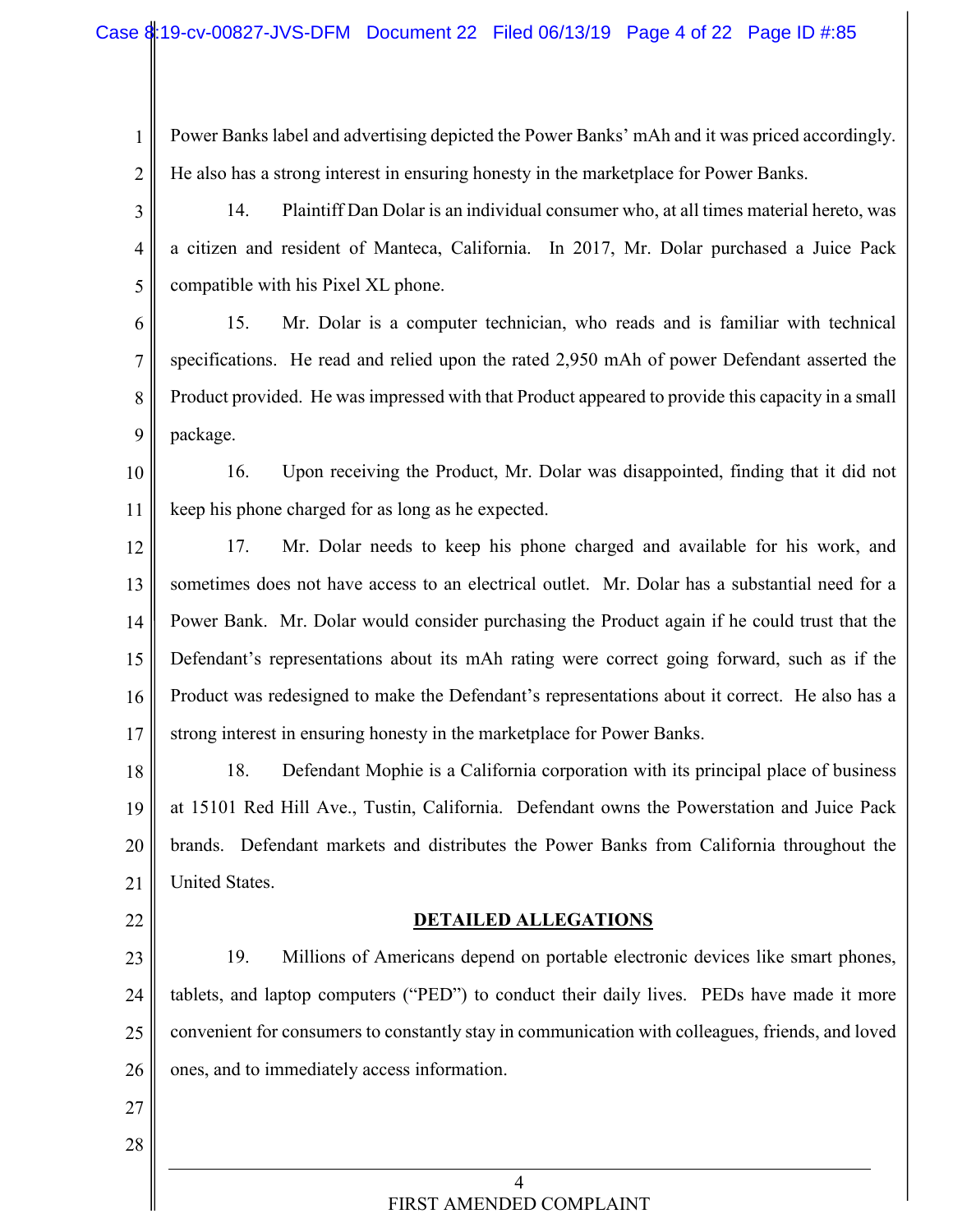Power Banks label and advertising depicted the Power Banks' mAh and it was priced accordingly. He also has a strong interest in ensuring honesty in the marketplace for Power Banks.

14. Plaintiff Dan Dolar is an individual consumer who, at all times material hereto, was a citizen and resident of Manteca, California. In 2017, Mr. Dolar purchased a Juice Pack compatible with his Pixel XL phone.

15. Mr. Dolar is a computer technician, who reads and is familiar with technical specifications. He read and relied upon the rated 2,950 mAh of power Defendant asserted the Product provided. He was impressed with that Product appeared to provide this capacity in a small package.

16. Upon receiving the Product, Mr. Dolar was disappointed, finding that it did not keep his phone charged for as long as he expected.

17. Mr. Dolar needs to keep his phone charged and available for his work, and sometimes does not have access to an electrical outlet. Mr. Dolar has a substantial need for a Power Bank. Mr. Dolar would consider purchasing the Product again if he could trust that the Defendant's representations about its mAh rating were correct going forward, such as if the Product was redesigned to make the Defendant's representations about it correct. He also has a strong interest in ensuring honesty in the marketplace for Power Banks.

18. Defendant Mophie is a California corporation with its principal place of business at 15101 Red Hill Ave., Tustin, California. Defendant owns the Powerstation and Juice Pack brands. Defendant markets and distributes the Power Banks from California throughout the United States.

## DETAILED ALLEGATIONS

19. Millions of Americans depend on portable electronic devices like smart phones, tablets, and laptop computers ("PED") to conduct their daily lives. PEDs have made it more convenient for consumers to constantly stay in communication with colleagues, friends, and loved ones, and to immediately access information.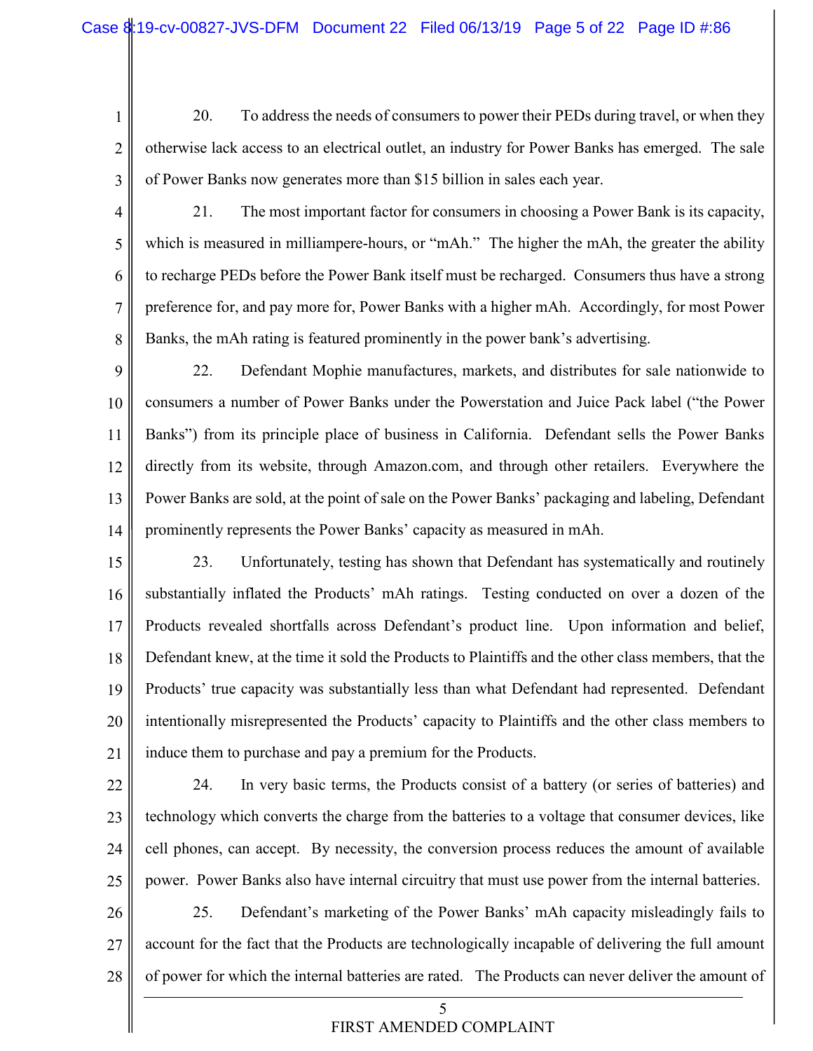20. To address the needs of consumers to power their PEDs during travel, or when they otherwise lack access to an electrical outlet, an industry for Power Banks has emerged. The sale of Power Banks now generates more than $15 billion in sales each year.

21. The most important factor for consumers in choosing a Power Bank is its capacity, which is measured in milliampere-hours, or "mAh." The higher the mAh, the greater the ability to recharge PEDs before the Power Bank itself must be recharged. Consumers thus have a strong preference for, and pay more for, Power Banks with a higher mAh. Accordingly, for most Power Banks, the mAh rating is featured prominently in the power bank's advertising.

22. Defendant Mophie manufactures, markets, and distributes for sale nationwide to consumers a number of Power Banks under the Powerstation and Juice Pack label ("the Power Banks") from its principle place of business in California. Defendant sells the Power Banks directly from its website, through Amazon.com, and through other retailers. Everywhere the Power Banks are sold, at the point of sale on the Power Banks' packaging and labeling, Defendant prominently represents the Power Banks' capacity as measured in mAh.

23. Unfortunately, testing has shown that Defendant has systematically and routinely substantially inflated the Products' mAh ratings. Testing conducted on over a dozen of the Products revealed shortfalls across Defendant's product line. Upon information and belief, Defendant knew, at the time it sold the Products to Plaintiffs and the other class members, that the Products' true capacity was substantially less than what Defendant had represented. Defendant intentionally misrepresented the Products' capacity to Plaintiffs and the other class members to induce them to purchase and pay a premium for the Products.

24. In very basic terms, the Products consist of a battery (or series of batteries) and technology which converts the charge from the batteries to a voltage that consumer devices, like cell phones, can accept. By necessity, the conversion process reduces the amount of available power. Power Banks also have internal circuitry that must use power from the internal batteries.

25. Defendant's marketing of the Power Banks' mAh capacity misleadingly fails to account for the fact that the Products are technologically incapable of delivering the full amount of power for which the internal batteries are rated. The Products can never deliver the amount of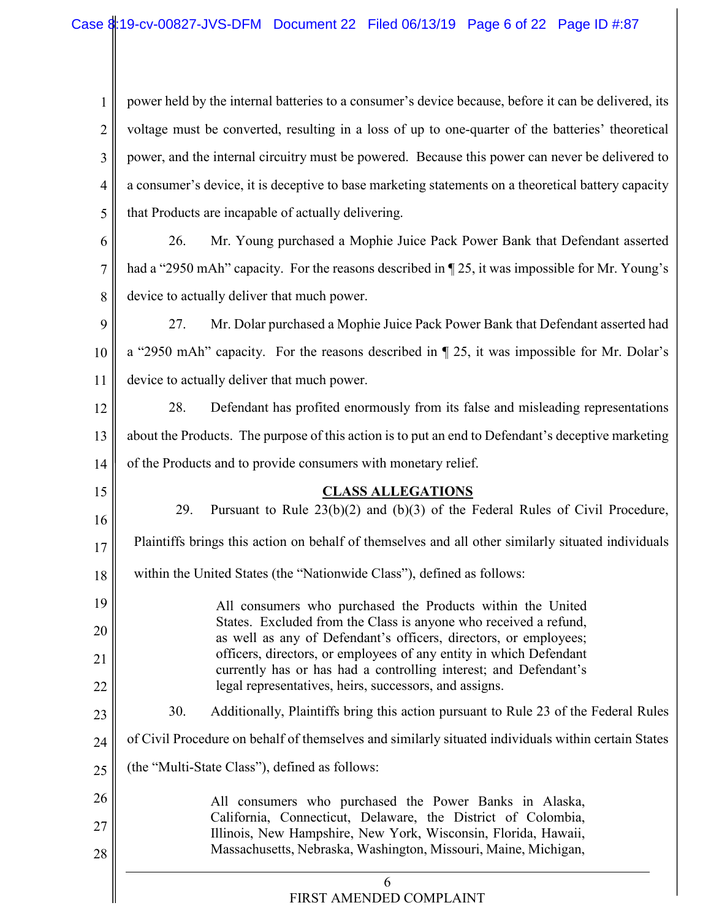power held by the internal batteries to a consumer's device because, before it can be delivered, its voltage must be converted, resulting in a loss of up to one-quarter of the batteries' theoretical power, and the internal circuitry must be powered. Because this power can never be delivered to a consumer's device, it is deceptive to base marketing statements on a theoretical battery capacity that Products are incapable of actually delivering.

26. Mr. Young purchased a Mophie Juice Pack Power Bank that Defendant asserted had a "2950 mAh" capacity. For the reasons described in ¶ 25, it was impossible for Mr. Young's device to actually deliver that much power.

27. Mr. Dolar purchased a Mophie Juice Pack Power Bank that Defendant asserted had a "2950 mAh" capacity. For the reasons described in ¶ 25, it was impossible for Mr. Dolar's device to actually deliver that much power.

28. Defendant has profited enormously from its false and misleading representations about the Products. The purpose of this action is to put an end to Defendant's deceptive marketing of the Products and to provide consumers with monetary relief.

## CLASS ALLEGATIONS

29. Pursuant to Rule 23(b)(2) and (b)(3) of the Federal Rules of Civil Procedure, Plaintiffs brings this action on behalf of themselves and all other similarly situated individuals within the United States (the "Nationwide Class"), defined as follows:

> All consumers who purchased the Products within the United States. Excluded from the Class is anyone who received a refund, as well as any of Defendant's officers, directors, or employees; officers, directors, or employees of any entity in which Defendant currently has or has had a controlling interest; and Defendant's legal representatives, heirs, successors, and assigns.

30. Additionally, Plaintiffs bring this action pursuant to Rule 23 of the Federal Rules of Civil Procedure on behalf of themselves and similarly situated individuals within certain States (the "Multi-State Class"), defined as follows:

> All consumers who purchased the Power Banks in Alaska, California, Connecticut, Delaware, the District of Colombia, Illinois, New Hampshire, New York, Wisconsin, Florida, Hawaii, Massachusetts, Nebraska, Washington, Missouri, Maine, Michigan,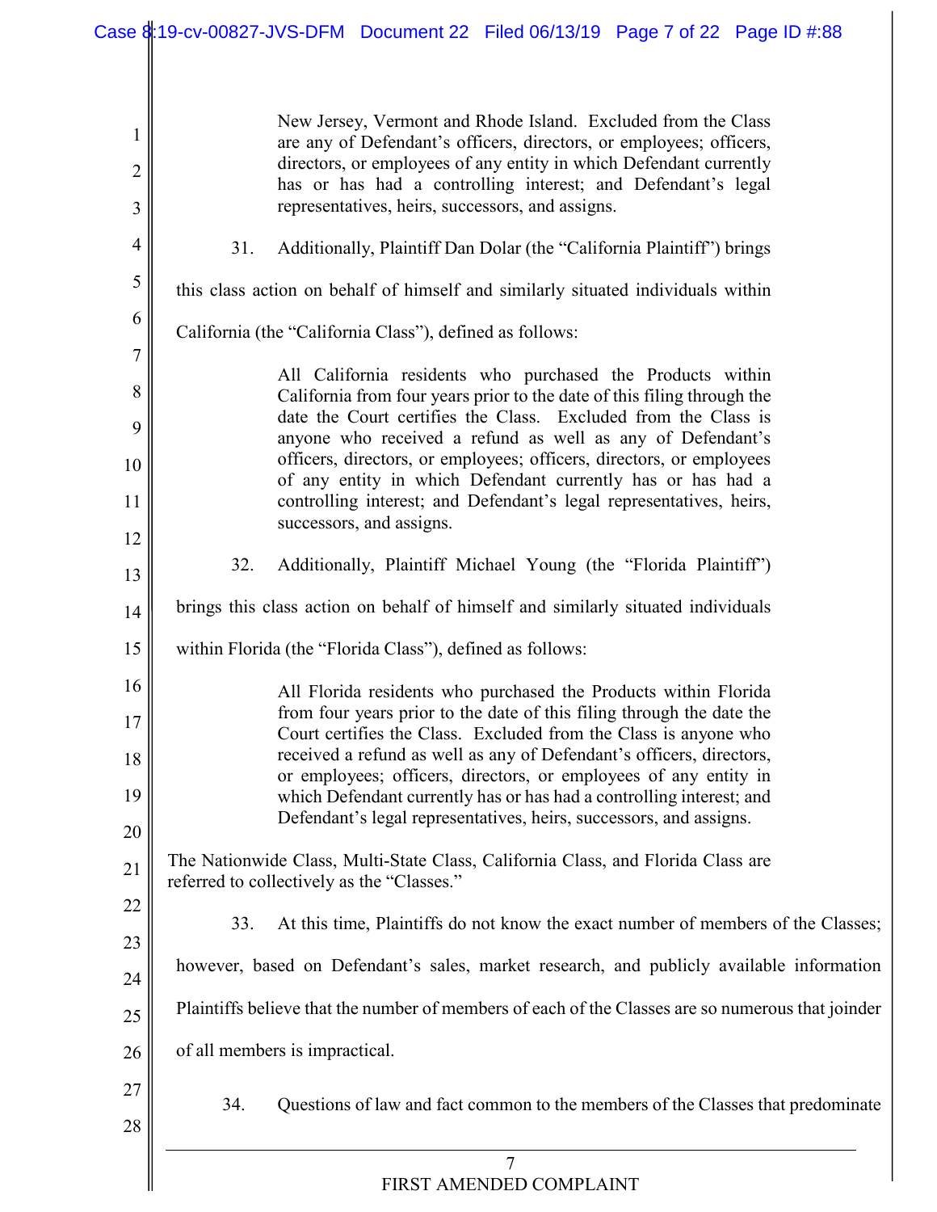> New Jersey, Vermont and Rhode Island. Excluded from the Class are any of Defendant's officers, directors, or employees; officers, directors, or employees of any entity in which Defendant currently has or has had a controlling interest; and Defendant's legal representatives, heirs, successors, and assigns.

31. Additionally, Plaintiff Dan Dolar (the "California Plaintiff") brings this class action on behalf of himself and similarly situated individuals within California (the "California Class"), defined as follows:

> All California residents who purchased the Products within California from four years prior to the date of this filing through the date the Court certifies the Class. Excluded from the Class is anyone who received a refund as well as any of Defendant's officers, directors, or employees; officers, directors, or employees of any entity in which Defendant currently has or has had a controlling interest; and Defendant's legal representatives, heirs, successors, and assigns.

32. Additionally, Plaintiff Michael Young (the "Florida Plaintiff") brings this class action on behalf of himself and similarly situated individuals within Florida (the "Florida Class"), defined as follows:

> All Florida residents who purchased the Products within Florida from four years prior to the date of this filing through the date the Court certifies the Class. Excluded from the Class is anyone who received a refund as well as any of Defendant's officers, directors, or employees; officers, directors, or employees of any entity in which Defendant currently has or has had a controlling interest; and Defendant's legal representatives, heirs, successors, and assigns.

The Nationwide Class, Multi-State Class, California Class, and Florida Class are referred to collectively as the "Classes."

33. At this time, Plaintiffs do not know the exact number of members of the Classes; however, based on Defendant's sales, market research, and publicly available information Plaintiffs believe that the number of members of each of the Classes are so numerous that joinder of all members is impractical.

34. Questions of law and fact common to the members of the Classes that predominate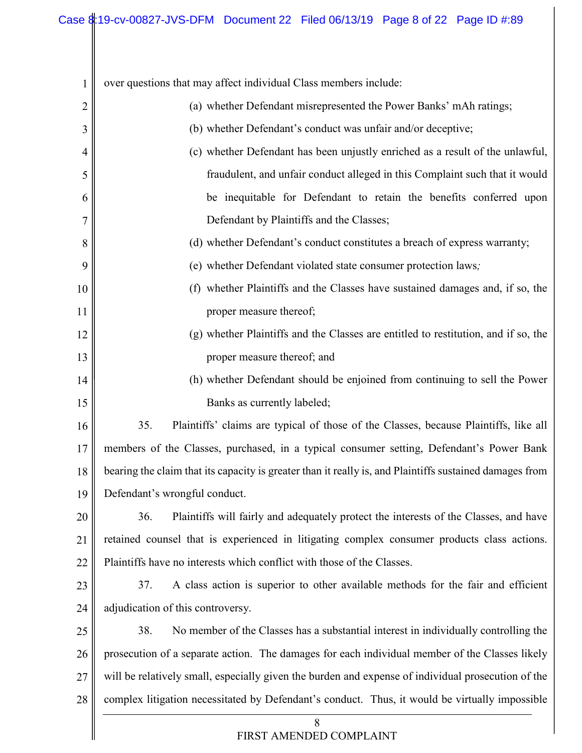over questions that may affect individual Class members include:

(a) whether Defendant misrepresented the Power Banks' mAh ratings;

(b) whether Defendant's conduct was unfair and/or deceptive;

(c) whether Defendant has been unjustly enriched as a result of the unlawful, fraudulent, and unfair conduct alleged in this Complaint such that it would be inequitable for Defendant to retain the benefits conferred upon Defendant by Plaintiffs and the Classes;

(d) whether Defendant's conduct constitutes a breach of express warranty;

(e) whether Defendant violated state consumer protection laws;

(f) whether Plaintiffs and the Classes have sustained damages and, if so, the proper measure thereof;

(g) whether Plaintiffs and the Classes are entitled to restitution, and if so, the proper measure thereof; and

(h) whether Defendant should be enjoined from continuing to sell the Power Banks as currently labeled;

35. Plaintiffs' claims are typical of those of the Classes, because Plaintiffs, like all members of the Classes, purchased, in a typical consumer setting, Defendant's Power Bank bearing the claim that its capacity is greater than it really is, and Plaintiffs sustained damages from Defendant's wrongful conduct.

36. Plaintiffs will fairly and adequately protect the interests of the Classes, and have retained counsel that is experienced in litigating complex consumer products class actions. Plaintiffs have no interests which conflict with those of the Classes.

37. A class action is superior to other available methods for the fair and efficient adjudication of this controversy.

38. No member of the Classes has a substantial interest in individually controlling the prosecution of a separate action. The damages for each individual member of the Classes likely will be relatively small, especially given the burden and expense of individual prosecution of the complex litigation necessitated by Defendant's conduct. Thus, it would be virtually impossible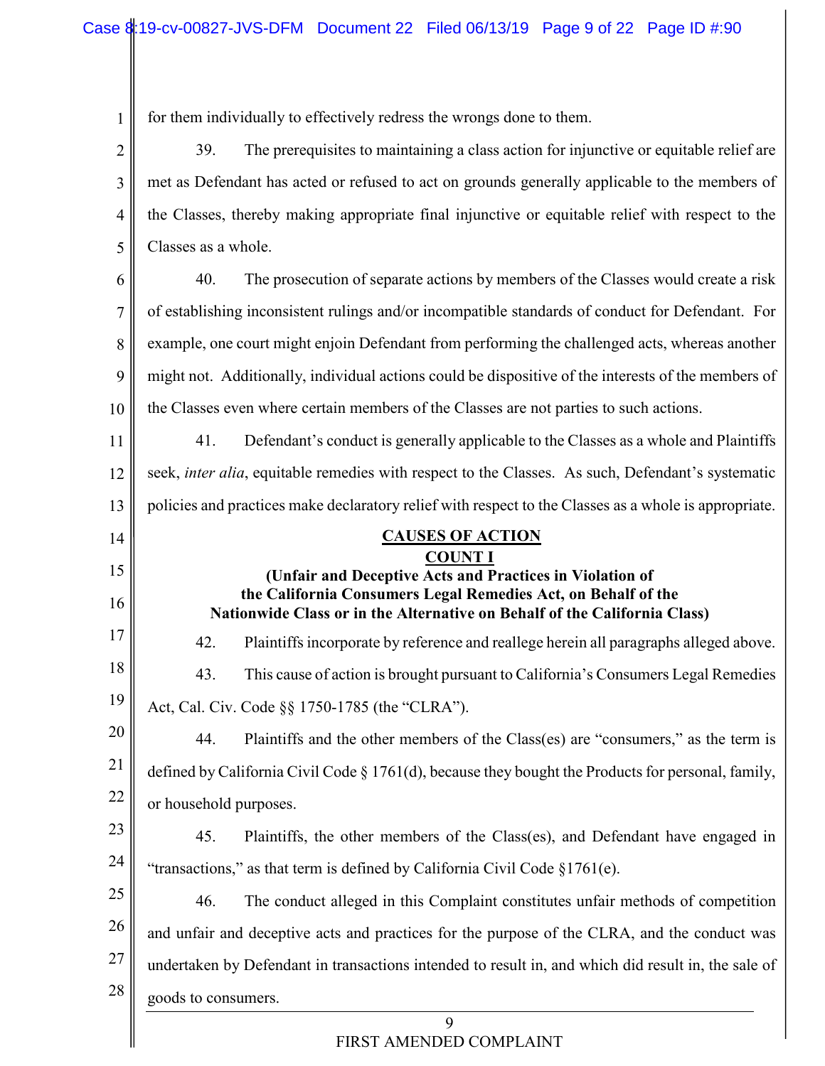for them individually to effectively redress the wrongs done to them.

39. The prerequisites to maintaining a class action for injunctive or equitable relief are met as Defendant has acted or refused to act on grounds generally applicable to the members of the Classes, thereby making appropriate final injunctive or equitable relief with respect to the Classes as a whole.

40. The prosecution of separate actions by members of the Classes would create a risk of establishing inconsistent rulings and/or incompatible standards of conduct for Defendant. For example, one court might enjoin Defendant from performing the challenged acts, whereas another might not. Additionally, individual actions could be dispositive of the interests of the members of the Classes even where certain members of the Classes are not parties to such actions.

41. Defendant's conduct is generally applicable to the Classes as a whole and Plaintiffs seek, *inter alia*, equitable remedies with respect to the Classes. As such, Defendant's systematic policies and practices make declaratory relief with respect to the Classes as a whole is appropriate.

## CAUSES OF ACTION

### COUNT I

**(Unfair and Deceptive Acts and Practices in Violation of the California Consumers Legal Remedies Act, on Behalf of the Nationwide Class or in the Alternative on Behalf of the California Class)**

42. Plaintiffs incorporate by reference and reallege herein all paragraphs alleged above.

43. This cause of action is brought pursuant to California's Consumers Legal Remedies Act, Cal. Civ. Code §§ 1750-1785 (the "CLRA").

44. Plaintiffs and the other members of the Class(es) are "consumers," as the term is defined by California Civil Code § 1761(d), because they bought the Products for personal, family, or household purposes.

45. Plaintiffs, the other members of the Class(es), and Defendant have engaged in "transactions," as that term is defined by California Civil Code §1761(e).

46. The conduct alleged in this Complaint constitutes unfair methods of competition and unfair and deceptive acts and practices for the purpose of the CLRA, and the conduct was undertaken by Defendant in transactions intended to result in, and which did result in, the sale of goods to consumers.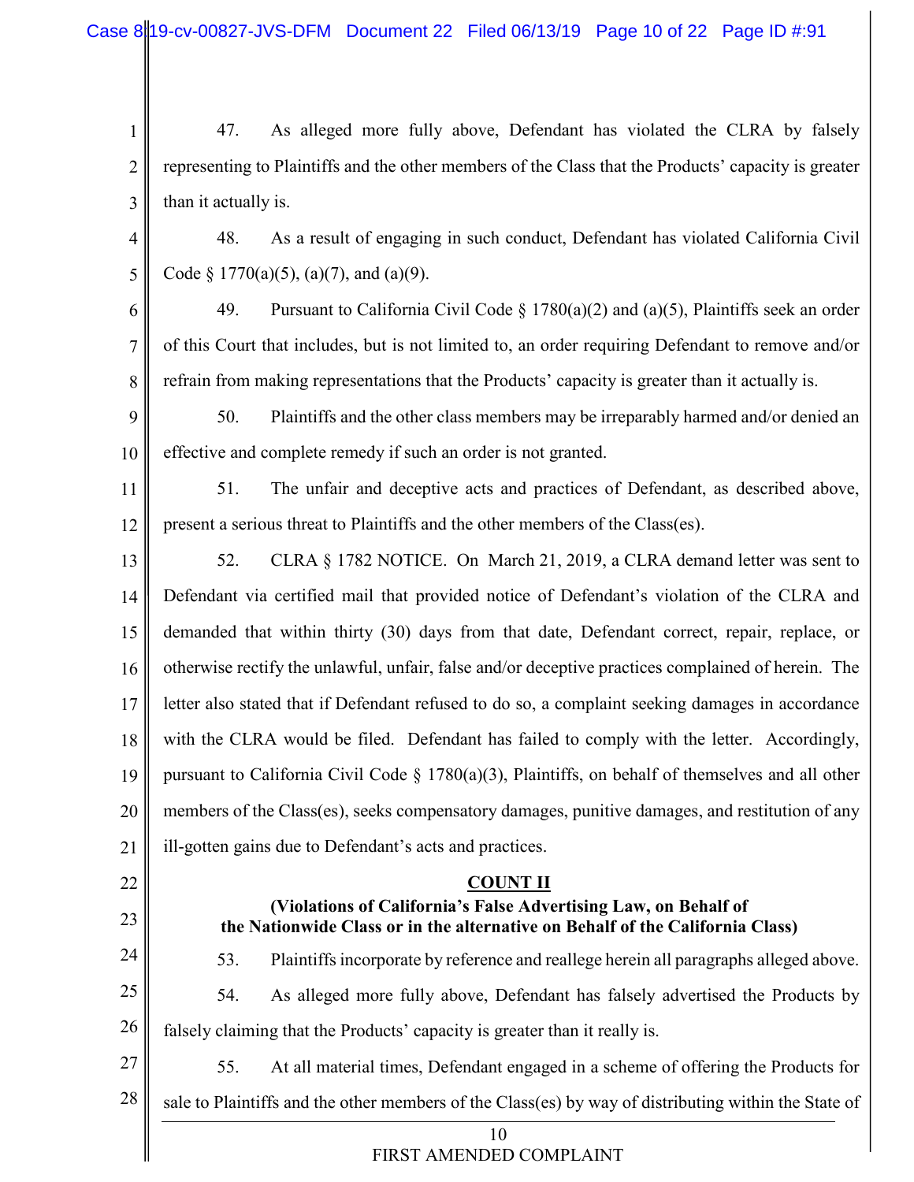47. As alleged more fully above, Defendant has violated the CLRA by falsely representing to Plaintiffs and the other members of the Class that the Products' capacity is greater than it actually is.

48. As a result of engaging in such conduct, Defendant has violated California Civil Code § 1770(a)(5), (a)(7), and (a)(9).

49. Pursuant to California Civil Code § 1780(a)(2) and (a)(5), Plaintiffs seek an order of this Court that includes, but is not limited to, an order requiring Defendant to remove and/or refrain from making representations that the Products' capacity is greater than it actually is.

50. Plaintiffs and the other class members may be irreparably harmed and/or denied an effective and complete remedy if such an order is not granted.

51. The unfair and deceptive acts and practices of Defendant, as described above, present a serious threat to Plaintiffs and the other members of the Class(es).

52. CLRA § 1782 NOTICE. On March 21, 2019, a CLRA demand letter was sent to Defendant via certified mail that provided notice of Defendant's violation of the CLRA and demanded that within thirty (30) days from that date, Defendant correct, repair, replace, or otherwise rectify the unlawful, unfair, false and/or deceptive practices complained of herein. The letter also stated that if Defendant refused to do so, a complaint seeking damages in accordance with the CLRA would be filed. Defendant has failed to comply with the letter. Accordingly, pursuant to California Civil Code § 1780(a)(3), Plaintiffs, on behalf of themselves and all other members of the Class(es), seeks compensatory damages, punitive damages, and restitution of any ill-gotten gains due to Defendant's acts and practices.

## COUNT II

**(Violations of California's False Advertising Law, on Behalf of the Nationwide Class or in the alternative on Behalf of the California Class)**

53. Plaintiffs incorporate by reference and reallege herein all paragraphs alleged above.

54. As alleged more fully above, Defendant has falsely advertised the Products by falsely claiming that the Products' capacity is greater than it really is.

55. At all material times, Defendant engaged in a scheme of offering the Products for sale to Plaintiffs and the other members of the Class(es) by way of distributing within the State of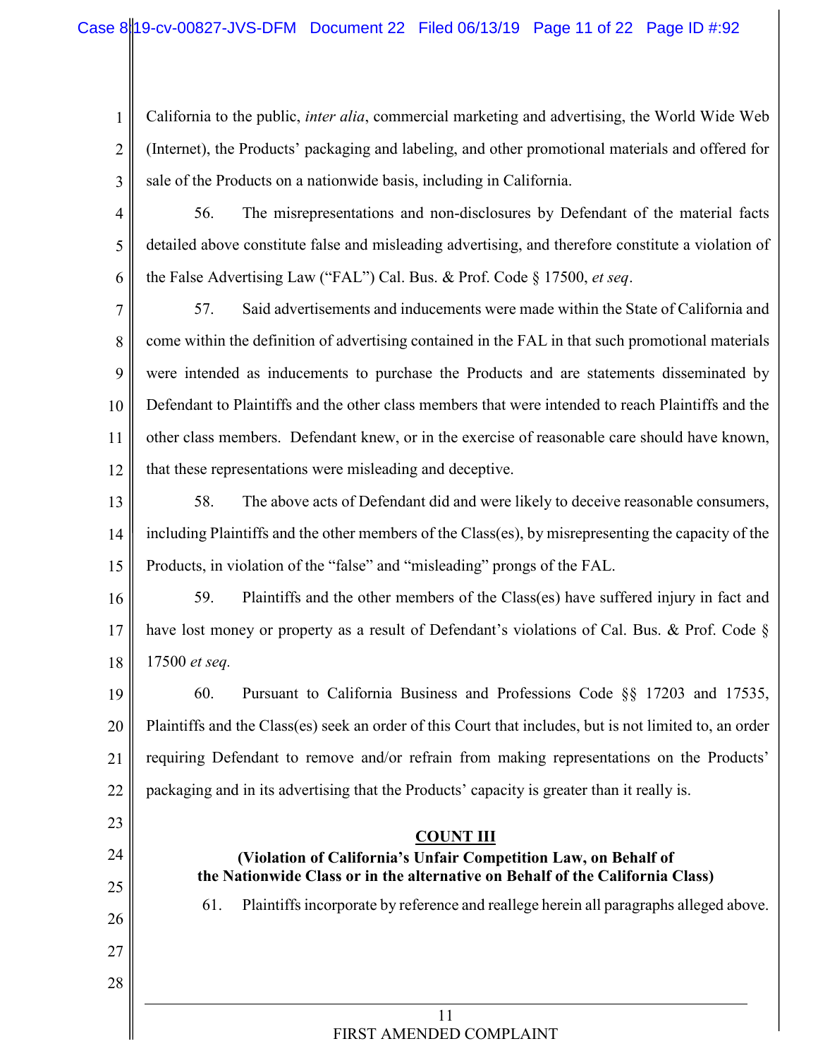California to the public, *inter alia*, commercial marketing and advertising, the World Wide Web (Internet), the Products' packaging and labeling, and other promotional materials and offered for sale of the Products on a nationwide basis, including in California.

56. The misrepresentations and non-disclosures by Defendant of the material facts detailed above constitute false and misleading advertising, and therefore constitute a violation of the False Advertising Law ("FAL") Cal. Bus. & Prof. Code § 17500, *et seq*.

57. Said advertisements and inducements were made within the State of California and come within the definition of advertising contained in the FAL in that such promotional materials were intended as inducements to purchase the Products and are statements disseminated by Defendant to Plaintiffs and the other class members that were intended to reach Plaintiffs and the other class members. Defendant knew, or in the exercise of reasonable care should have known, that these representations were misleading and deceptive.

58. The above acts of Defendant did and were likely to deceive reasonable consumers, including Plaintiffs and the other members of the Class(es), by misrepresenting the capacity of the Products, in violation of the "false" and "misleading" prongs of the FAL.

59. Plaintiffs and the other members of the Class(es) have suffered injury in fact and have lost money or property as a result of Defendant's violations of Cal. Bus. & Prof. Code § 17500 *et seq.*

60. Pursuant to California Business and Professions Code §§ 17203 and 17535, Plaintiffs and the Class(es) seek an order of this Court that includes, but is not limited to, an order requiring Defendant to remove and/or refrain from making representations on the Products' packaging and in its advertising that the Products' capacity is greater than it really is.

**COUNT III**

**(Violation of California's Unfair Competition Law, on Behalf of the Nationwide Class or in the alternative on Behalf of the California Class)**

61. Plaintiffs incorporate by reference and reallege herein all paragraphs alleged above.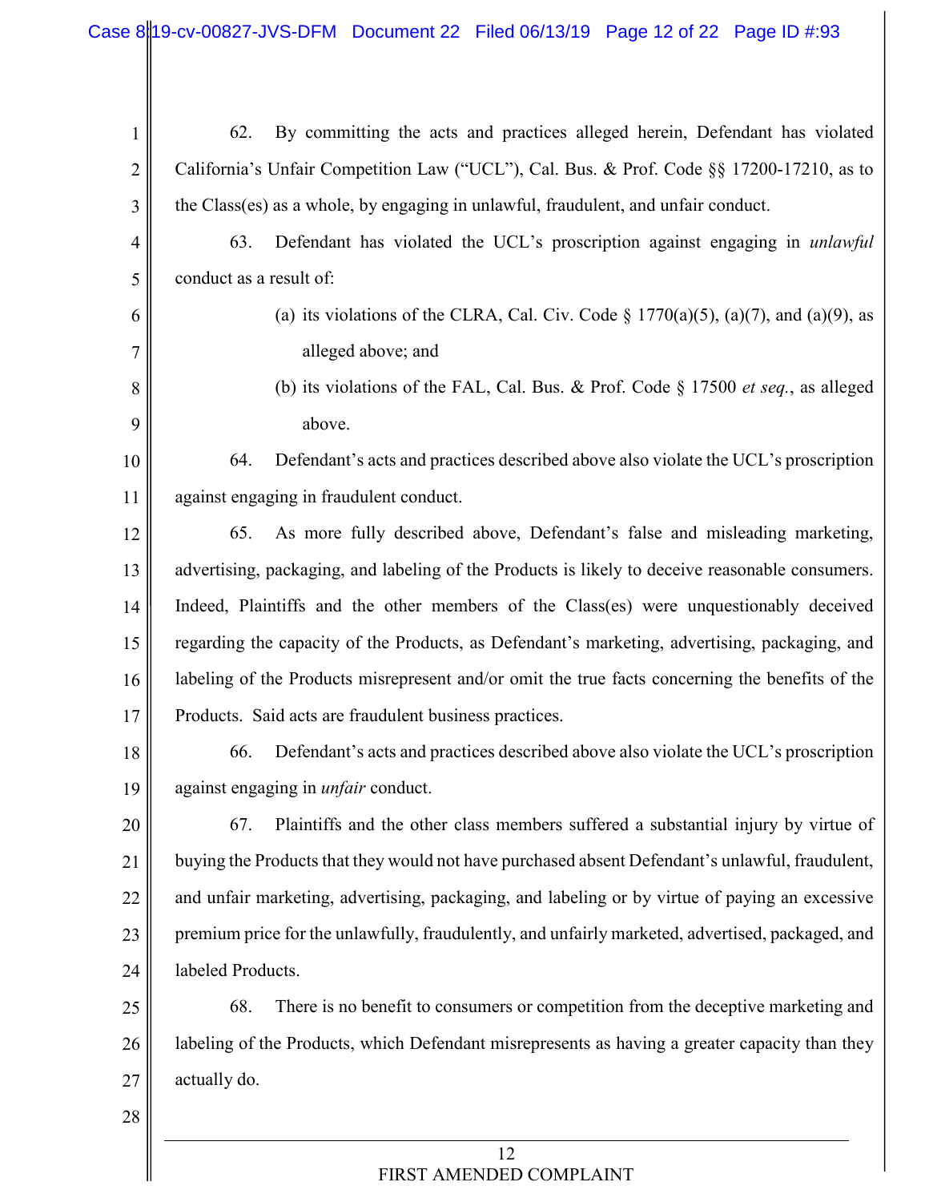62. By committing the acts and practices alleged herein, Defendant has violated California's Unfair Competition Law ("UCL"), Cal. Bus. & Prof. Code §§ 17200-17210, as to the Class(es) as a whole, by engaging in unlawful, fraudulent, and unfair conduct.

63. Defendant has violated the UCL's proscription against engaging in *unlawful* conduct as a result of:

(a) its violations of the CLRA, Cal. Civ. Code § 1770(a)(5), (a)(7), and (a)(9), as alleged above; and

(b) its violations of the FAL, Cal. Bus. & Prof. Code § 17500 *et seq.*, as alleged above.

64. Defendant's acts and practices described above also violate the UCL's proscription against engaging in fraudulent conduct.

65. As more fully described above, Defendant's false and misleading marketing, advertising, packaging, and labeling of the Products is likely to deceive reasonable consumers. Indeed, Plaintiffs and the other members of the Class(es) were unquestionably deceived regarding the capacity of the Products, as Defendant's marketing, advertising, packaging, and labeling of the Products misrepresent and/or omit the true facts concerning the benefits of the Products. Said acts are fraudulent business practices.

66. Defendant's acts and practices described above also violate the UCL's proscription against engaging in *unfair* conduct.

67. Plaintiffs and the other class members suffered a substantial injury by virtue of buying the Products that they would not have purchased absent Defendant's unlawful, fraudulent, and unfair marketing, advertising, packaging, and labeling or by virtue of paying an excessive premium price for the unlawfully, fraudulently, and unfairly marketed, advertised, packaged, and labeled Products.

68. There is no benefit to consumers or competition from the deceptive marketing and labeling of the Products, which Defendant misrepresents as having a greater capacity than they actually do.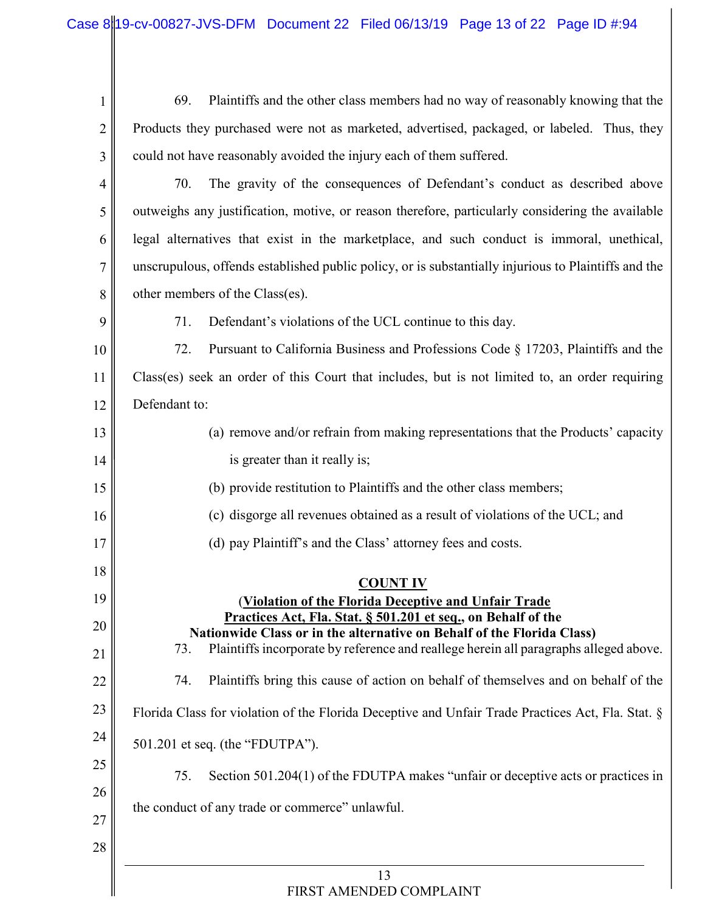69. Plaintiffs and the other class members had no way of reasonably knowing that the Products they purchased were not as marketed, advertised, packaged, or labeled. Thus, they could not have reasonably avoided the injury each of them suffered.

70. The gravity of the consequences of Defendant's conduct as described above outweighs any justification, motive, or reason therefore, particularly considering the available legal alternatives that exist in the marketplace, and such conduct is immoral, unethical, unscrupulous, offends established public policy, or is substantially injurious to Plaintiffs and the other members of the Class(es).

71. Defendant's violations of the UCL continue to this day.

72. Pursuant to California Business and Professions Code § 17203, Plaintiffs and the Class(es) seek an order of this Court that includes, but is not limited to, an order requiring Defendant to:

(a) remove and/or refrain from making representations that the Products' capacity is greater than it really is;

(b) provide restitution to Plaintiffs and the other class members;

(c) disgorge all revenues obtained as a result of violations of the UCL; and

(d) pay Plaintiff's and the Class' attorney fees and costs.

## COUNT IV

**(Violation of the Florida Deceptive and Unfair Trade Practices Act, Fla. Stat. § 501.201 et seq., on Behalf of the Nationwide Class or in the alternative on Behalf of the Florida Class)**

73. Plaintiffs incorporate by reference and reallege herein all paragraphs alleged above.

74. Plaintiffs bring this cause of action on behalf of themselves and on behalf of the Florida Class for violation of the Florida Deceptive and Unfair Trade Practices Act, Fla. Stat. § 501.201 et seq. (the "FDUTPA").

75. Section 501.204(1) of the FDUTPA makes "unfair or deceptive acts or practices in the conduct of any trade or commerce" unlawful.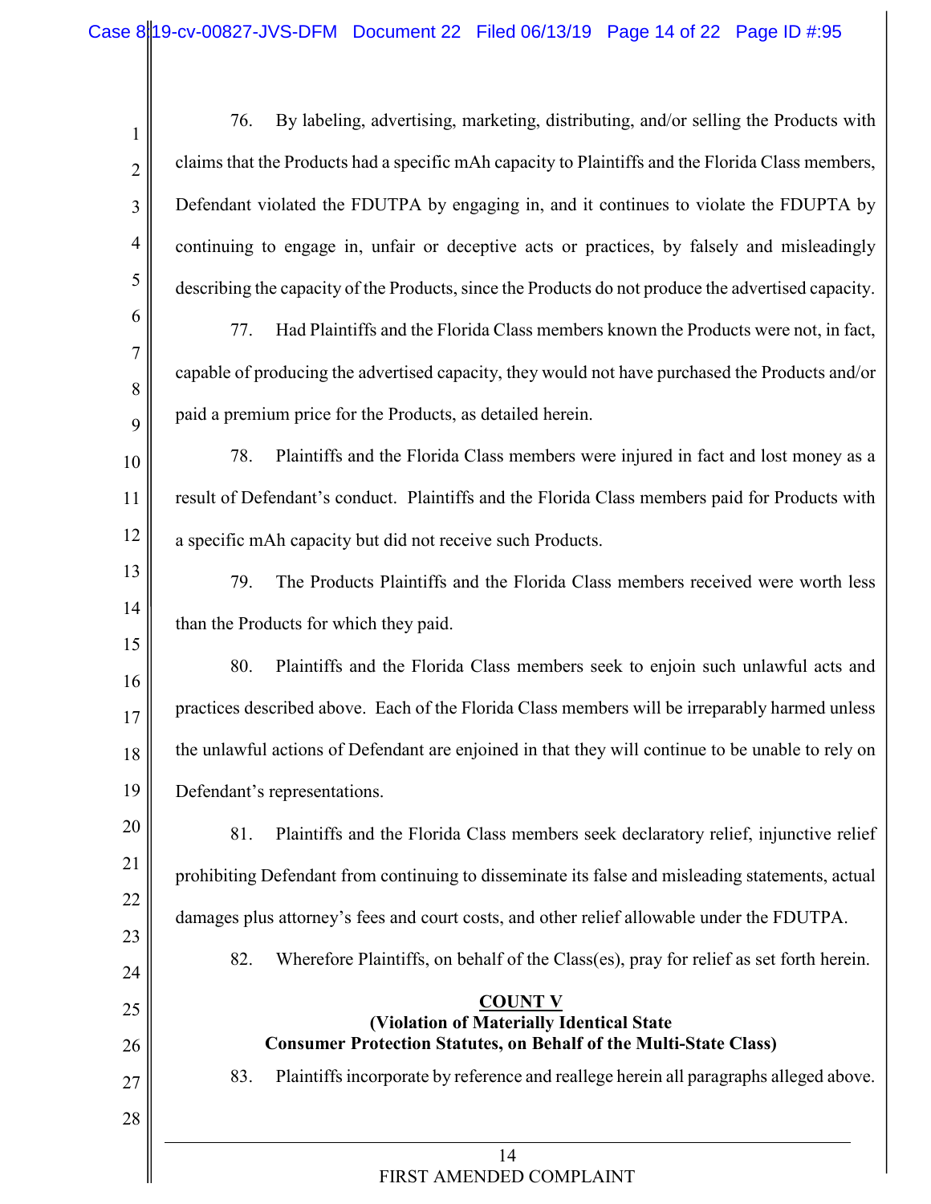76. By labeling, advertising, marketing, distributing, and/or selling the Products with claims that the Products had a specific mAh capacity to Plaintiffs and the Florida Class members, Defendant violated the FDUTPA by engaging in, and it continues to violate the FDUPTA by continuing to engage in, unfair or deceptive acts or practices, by falsely and misleadingly describing the capacity of the Products, since the Products do not produce the advertised capacity.

77. Had Plaintiffs and the Florida Class members known the Products were not, in fact, capable of producing the advertised capacity, they would not have purchased the Products and/or paid a premium price for the Products, as detailed herein.

78. Plaintiffs and the Florida Class members were injured in fact and lost money as a result of Defendant's conduct. Plaintiffs and the Florida Class members paid for Products with a specific mAh capacity but did not receive such Products.

79. The Products Plaintiffs and the Florida Class members received were worth less than the Products for which they paid.

80. Plaintiffs and the Florida Class members seek to enjoin such unlawful acts and practices described above. Each of the Florida Class members will be irreparably harmed unless the unlawful actions of Defendant are enjoined in that they will continue to be unable to rely on Defendant's representations.

81. Plaintiffs and the Florida Class members seek declaratory relief, injunctive relief prohibiting Defendant from continuing to disseminate its false and misleading statements, actual damages plus attorney's fees and court costs, and other relief allowable under the FDUTPA.

82. Wherefore Plaintiffs, on behalf of the Class(es), pray for relief as set forth herein.

## COUNT V
**(Violation of Materially Identical State Consumer Protection Statutes, on Behalf of the Multi-State Class)**

83. Plaintiffs incorporate by reference and reallege herein all paragraphs alleged above.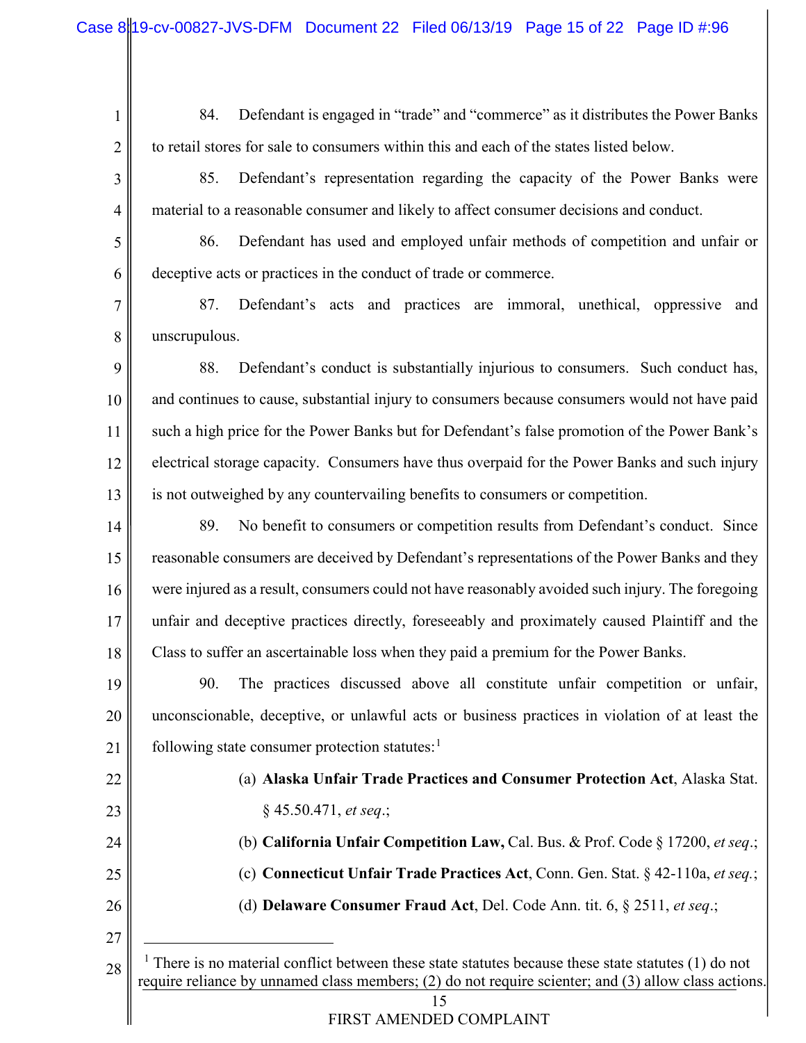84. Defendant is engaged in "trade" and "commerce" as it distributes the Power Banks to retail stores for sale to consumers within this and each of the states listed below.

85. Defendant's representation regarding the capacity of the Power Banks were material to a reasonable consumer and likely to affect consumer decisions and conduct.

86. Defendant has used and employed unfair methods of competition and unfair or deceptive acts or practices in the conduct of trade or commerce.

87. Defendant's acts and practices are immoral, unethical, oppressive and unscrupulous.

88. Defendant's conduct is substantially injurious to consumers. Such conduct has, and continues to cause, substantial injury to consumers because consumers would not have paid such a high price for the Power Banks but for Defendant's false promotion of the Power Bank's electrical storage capacity. Consumers have thus overpaid for the Power Banks and such injury is not outweighed by any countervailing benefits to consumers or competition.

89. No benefit to consumers or competition results from Defendant's conduct. Since reasonable consumers are deceived by Defendant's representations of the Power Banks and they were injured as a result, consumers could not have reasonably avoided such injury. The foregoing unfair and deceptive practices directly, foreseeably and proximately caused Plaintiff and the Class to suffer an ascertainable loss when they paid a premium for the Power Banks.

90. The practices discussed above all constitute unfair competition or unfair, unconscionable, deceptive, or unlawful acts or business practices in violation of at least the following state consumer protection statutes:[1]

(a) **Alaska Unfair Trade Practices and Consumer Protection Act**, Alaska Stat. § 45.50.471, *et seq.*;

(b) **California Unfair Competition Law,** Cal. Bus. & Prof. Code § 17200, *et seq.*;

(c) **Connecticut Unfair Trade Practices Act**, Conn. Gen. Stat. § 42-110a, *et seq.*;

(d) **Delaware Consumer Fraud Act**, Del. Code Ann. tit. 6, § 2511, *et seq.*;

---

[1] There is no material conflict between these state statutes because these state statutes (1) do not require reliance by unnamed class members; (2) do not require scienter; and (3) allow class actions.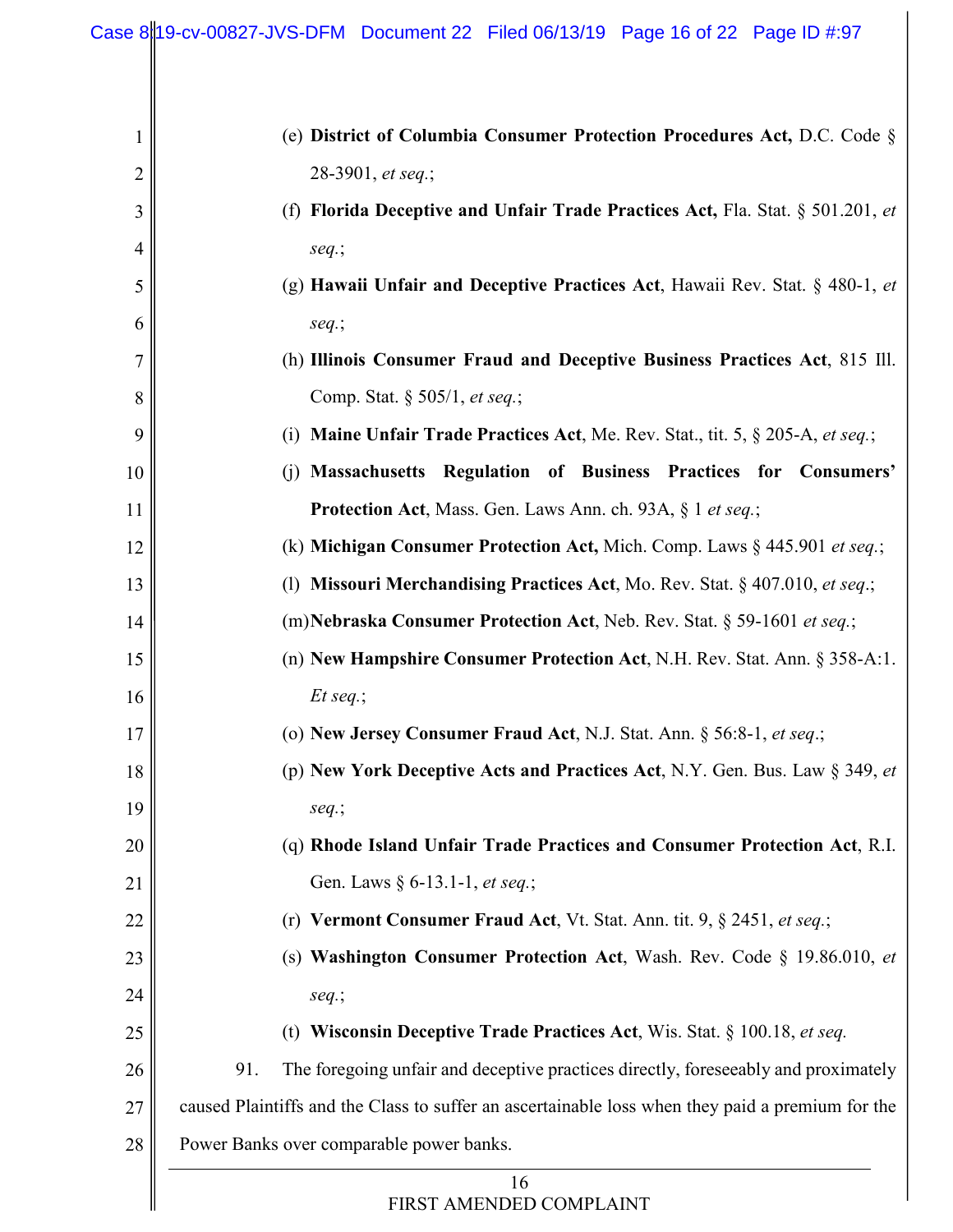(e) **District of Columbia Consumer Protection Procedures Act,** D.C. Code § 28-3901, *et seq.*;

(f) **Florida Deceptive and Unfair Trade Practices Act,** Fla. Stat. § 501.201, *et seq.*;

(g) **Hawaii Unfair and Deceptive Practices Act**, Hawaii Rev. Stat. § 480-1, *et seq.*;

(h) **Illinois Consumer Fraud and Deceptive Business Practices Act**, 815 Ill. Comp. Stat. § 505/1, *et seq.*;

(i) **Maine Unfair Trade Practices Act**, Me. Rev. Stat., tit. 5, § 205-A, *et seq.*;

(j) **Massachusetts Regulation of Business Practices for Consumers' Protection Act**, Mass. Gen. Laws Ann. ch. 93A, § 1 *et seq.*;

(k) **Michigan Consumer Protection Act,** Mich. Comp. Laws § 445.901 *et seq.*;

(l) **Missouri Merchandising Practices Act**, Mo. Rev. Stat. § 407.010, *et seq.*;

(m) **Nebraska Consumer Protection Act**, Neb. Rev. Stat. § 59-1601 *et seq.*;

(n) **New Hampshire Consumer Protection Act**, N.H. Rev. Stat. Ann. § 358-A:1. *Et seq.*;

(o) **New Jersey Consumer Fraud Act**, N.J. Stat. Ann. § 56:8-1, *et seq*.;

(p) **New York Deceptive Acts and Practices Act**, N.Y. Gen. Bus. Law § 349, *et seq.*;

(q) **Rhode Island Unfair Trade Practices and Consumer Protection Act**, R.I. Gen. Laws § 6-13.1-1, *et seq.*;

(r) **Vermont Consumer Fraud Act**, Vt. Stat. Ann. tit. 9, § 2451, *et seq.*;

(s) **Washington Consumer Protection Act**, Wash. Rev. Code § 19.86.010, *et seq.*;

(t) **Wisconsin Deceptive Trade Practices Act**, Wis. Stat. § 100.18, *et seq.*

91. The foregoing unfair and deceptive practices directly, foreseeably and proximately caused Plaintiffs and the Class to suffer an ascertainable loss when they paid a premium for the Power Banks over comparable power banks.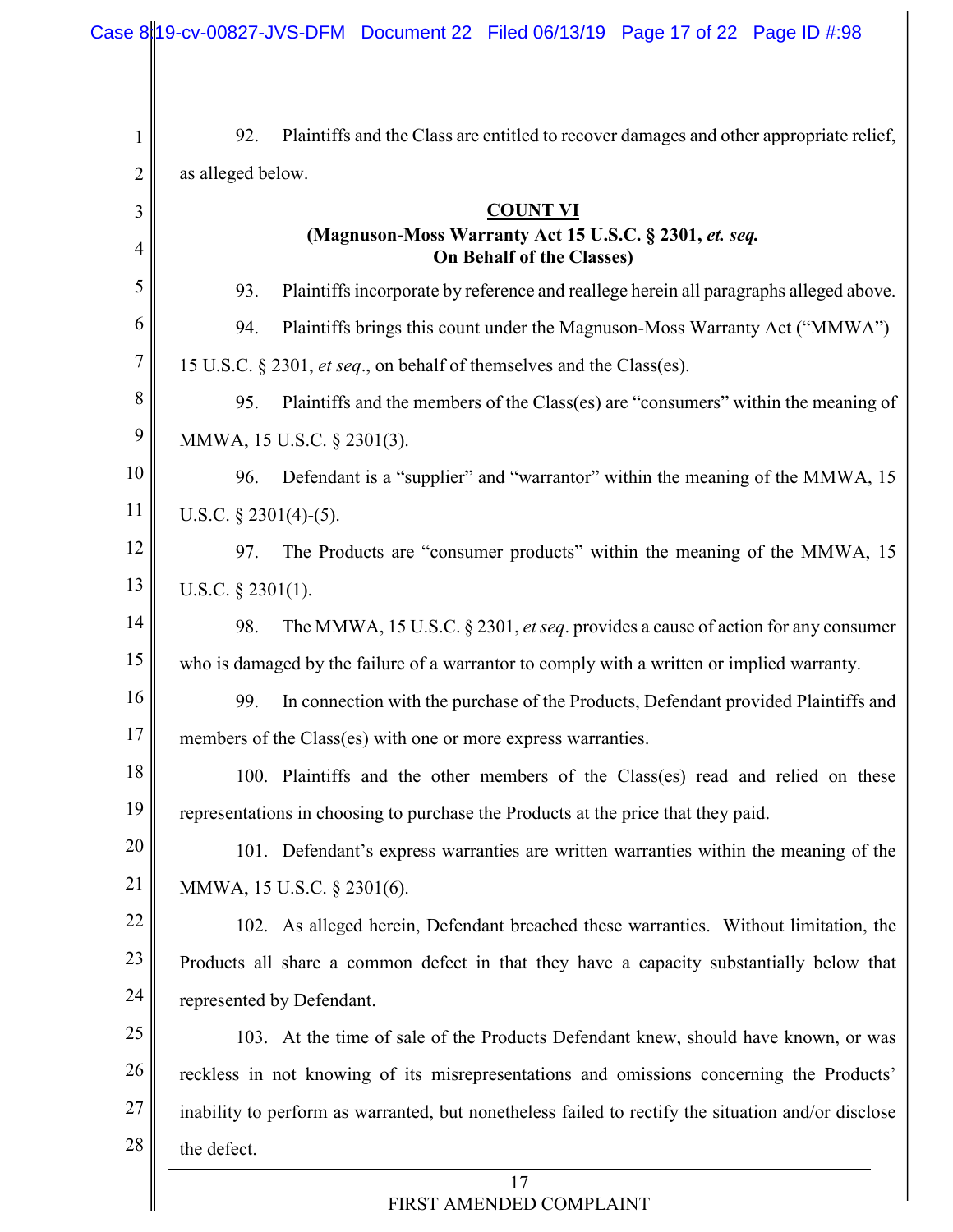92. Plaintiffs and the Class are entitled to recover damages and other appropriate relief, as alleged below.

**COUNT VI**

**(Magnuson-Moss Warranty Act 15 U.S.C. § 2301, *et. seq.* On Behalf of the Classes)**

93. Plaintiffs incorporate by reference and reallege herein all paragraphs alleged above.

94. Plaintiffs brings this count under the Magnuson-Moss Warranty Act ("MMWA") 15 U.S.C. § 2301, *et seq*., on behalf of themselves and the Class(es).

95. Plaintiffs and the members of the Class(es) are "consumers" within the meaning of MMWA, 15 U.S.C. § 2301(3).

96. Defendant is a "supplier" and "warrantor" within the meaning of the MMWA, 15 U.S.C. § 2301(4)-(5).

97. The Products are "consumer products" within the meaning of the MMWA, 15 U.S.C. § 2301(1).

98. The MMWA, 15 U.S.C. § 2301, *et seq*. provides a cause of action for any consumer who is damaged by the failure of a warrantor to comply with a written or implied warranty.

99. In connection with the purchase of the Products, Defendant provided Plaintiffs and members of the Class(es) with one or more express warranties.

100. Plaintiffs and the other members of the Class(es) read and relied on these representations in choosing to purchase the Products at the price that they paid.

101. Defendant's express warranties are written warranties within the meaning of the MMWA, 15 U.S.C. § 2301(6).

102. As alleged herein, Defendant breached these warranties. Without limitation, the Products all share a common defect in that they have a capacity substantially below that represented by Defendant.

103. At the time of sale of the Products Defendant knew, should have known, or was reckless in not knowing of its misrepresentations and omissions concerning the Products' inability to perform as warranted, but nonetheless failed to rectify the situation and/or disclose the defect.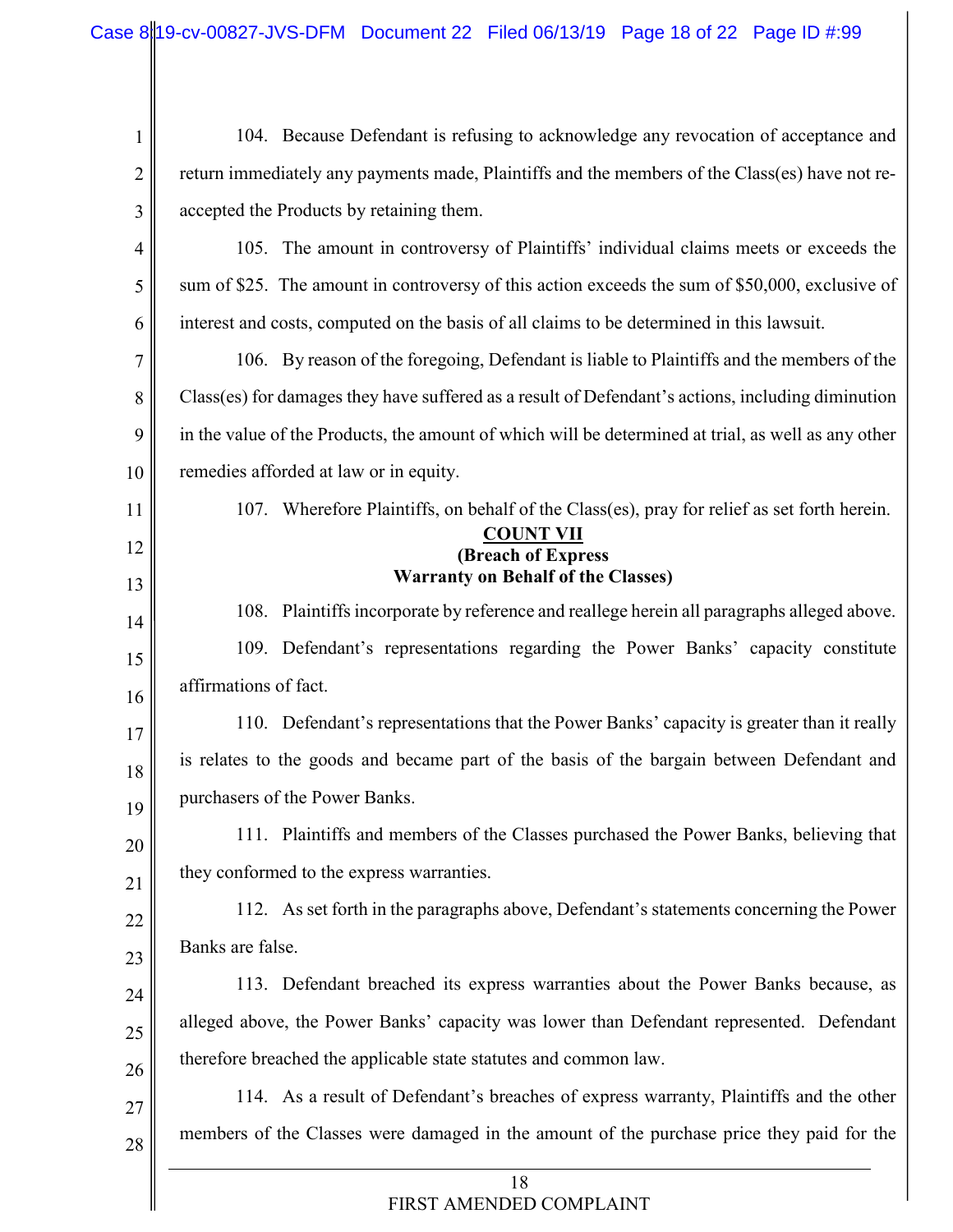104. Because Defendant is refusing to acknowledge any revocation of acceptance and return immediately any payments made, Plaintiffs and the members of the Class(es) have not re-accepted the Products by retaining them.

105. The amount in controversy of Plaintiffs' individual claims meets or exceeds the sum of $25. The amount in controversy of this action exceeds the sum of $50,000, exclusive of interest and costs, computed on the basis of all claims to be determined in this lawsuit.

106. By reason of the foregoing, Defendant is liable to Plaintiffs and the members of the Class(es) for damages they have suffered as a result of Defendant's actions, including diminution in the value of the Products, the amount of which will be determined at trial, as well as any other remedies afforded at law or in equity.

107. Wherefore Plaintiffs, on behalf of the Class(es), pray for relief as set forth herein.

**COUNT VII**
**(Breach of Express Warranty on Behalf of the Classes)**

108. Plaintiffs incorporate by reference and reallege herein all paragraphs alleged above.

109. Defendant's representations regarding the Power Banks' capacity constitute affirmations of fact.

110. Defendant's representations that the Power Banks' capacity is greater than it really is relates to the goods and became part of the basis of the bargain between Defendant and purchasers of the Power Banks.

111. Plaintiffs and members of the Classes purchased the Power Banks, believing that they conformed to the express warranties.

112. As set forth in the paragraphs above, Defendant's statements concerning the Power Banks are false.

113. Defendant breached its express warranties about the Power Banks because, as alleged above, the Power Banks' capacity was lower than Defendant represented. Defendant therefore breached the applicable state statutes and common law.

114. As a result of Defendant's breaches of express warranty, Plaintiffs and the other members of the Classes were damaged in the amount of the purchase price they paid for the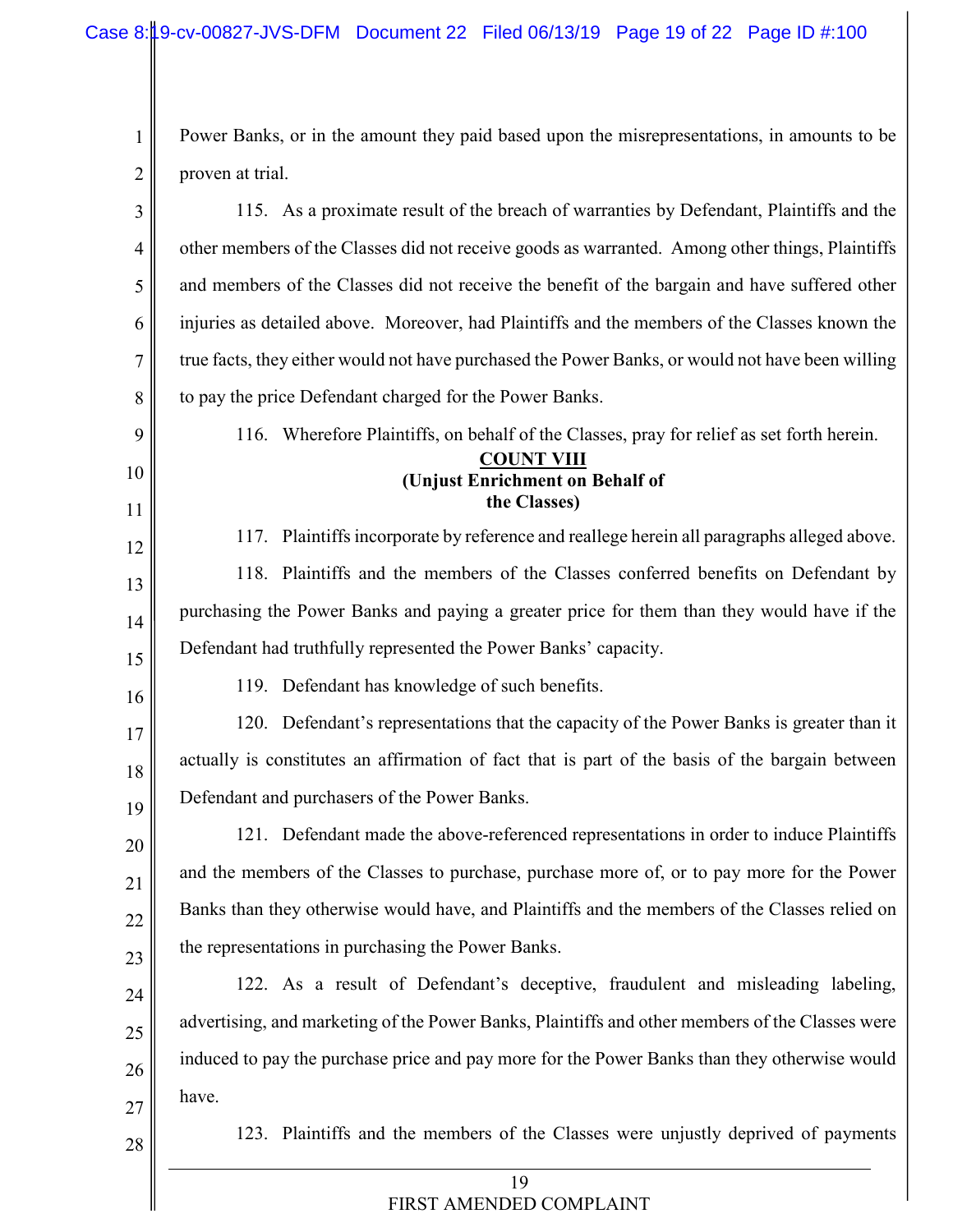Power Banks, or in the amount they paid based upon the misrepresentations, in amounts to be proven at trial.

115. As a proximate result of the breach of warranties by Defendant, Plaintiffs and the other members of the Classes did not receive goods as warranted. Among other things, Plaintiffs and members of the Classes did not receive the benefit of the bargain and have suffered other injuries as detailed above. Moreover, had Plaintiffs and the members of the Classes known the true facts, they either would not have purchased the Power Banks, or would not have been willing to pay the price Defendant charged for the Power Banks.

116. Wherefore Plaintiffs, on behalf of the Classes, pray for relief as set forth herein.

**COUNT VIII**
**(Unjust Enrichment on Behalf of the Classes)**

117. Plaintiffs incorporate by reference and reallege herein all paragraphs alleged above.

118. Plaintiffs and the members of the Classes conferred benefits on Defendant by purchasing the Power Banks and paying a greater price for them than they would have if the Defendant had truthfully represented the Power Banks' capacity.

119. Defendant has knowledge of such benefits.

120. Defendant's representations that the capacity of the Power Banks is greater than it actually is constitutes an affirmation of fact that is part of the basis of the bargain between Defendant and purchasers of the Power Banks.

121. Defendant made the above-referenced representations in order to induce Plaintiffs and the members of the Classes to purchase, purchase more of, or to pay more for the Power Banks than they otherwise would have, and Plaintiffs and the members of the Classes relied on the representations in purchasing the Power Banks.

122. As a result of Defendant's deceptive, fraudulent and misleading labeling, advertising, and marketing of the Power Banks, Plaintiffs and other members of the Classes were induced to pay the purchase price and pay more for the Power Banks than they otherwise would have.

123. Plaintiffs and the members of the Classes were unjustly deprived of payments

FIRST AMENDED COMPLAINT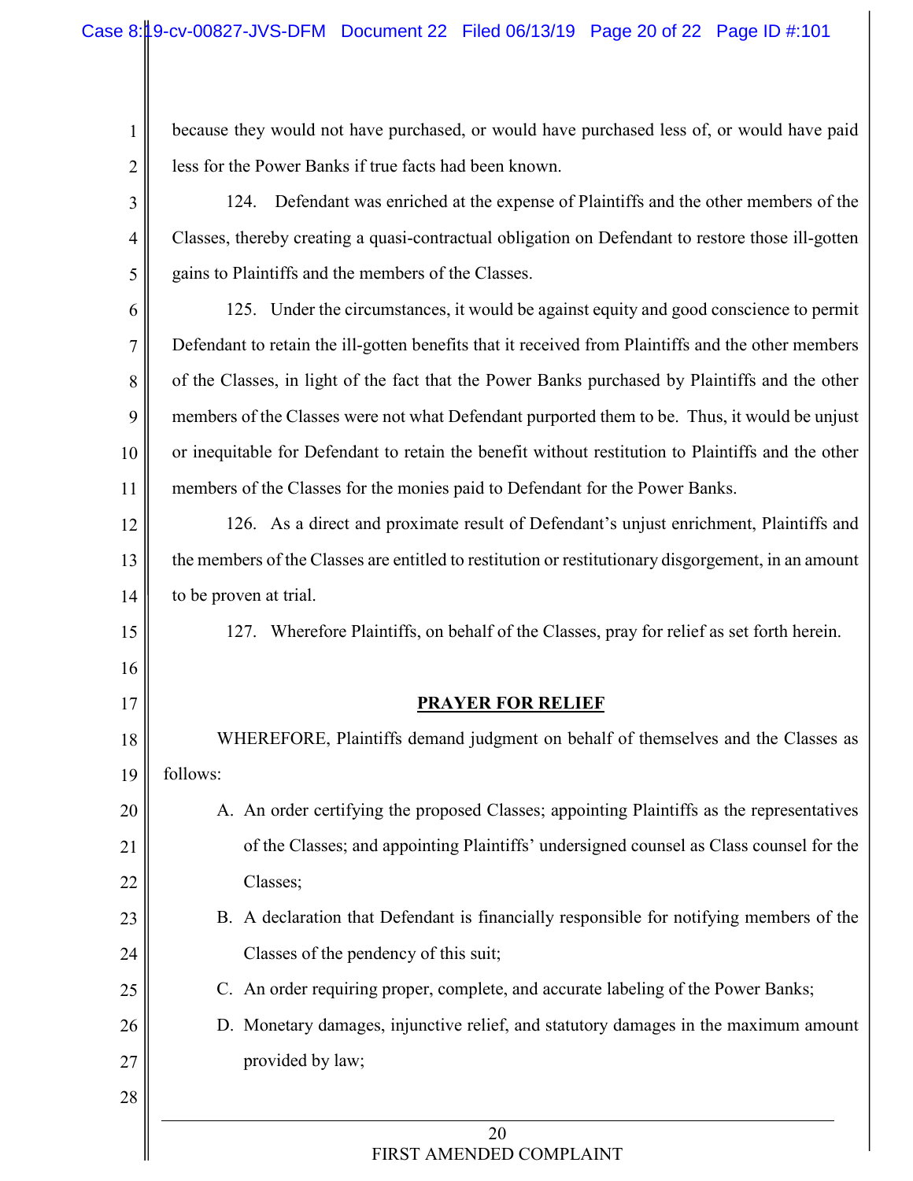because they would not have purchased, or would have purchased less of, or would have paid less for the Power Banks if true facts had been known.

124. Defendant was enriched at the expense of Plaintiffs and the other members of the Classes, thereby creating a quasi-contractual obligation on Defendant to restore those ill-gotten gains to Plaintiffs and the members of the Classes.

125. Under the circumstances, it would be against equity and good conscience to permit Defendant to retain the ill-gotten benefits that it received from Plaintiffs and the other members of the Classes, in light of the fact that the Power Banks purchased by Plaintiffs and the other members of the Classes were not what Defendant purported them to be. Thus, it would be unjust or inequitable for Defendant to retain the benefit without restitution to Plaintiffs and the other members of the Classes for the monies paid to Defendant for the Power Banks.

126. As a direct and proximate result of Defendant's unjust enrichment, Plaintiffs and the members of the Classes are entitled to restitution or restitutionary disgorgement, in an amount to be proven at trial.

127. Wherefore Plaintiffs, on behalf of the Classes, pray for relief as set forth herein.

## PRAYER FOR RELIEF

WHEREFORE, Plaintiffs demand judgment on behalf of themselves and the Classes as follows:

A. An order certifying the proposed Classes; appointing Plaintiffs as the representatives of the Classes; and appointing Plaintiffs' undersigned counsel as Class counsel for the Classes;

B. A declaration that Defendant is financially responsible for notifying members of the Classes of the pendency of this suit;

C. An order requiring proper, complete, and accurate labeling of the Power Banks;

D. Monetary damages, injunctive relief, and statutory damages in the maximum amount provided by law;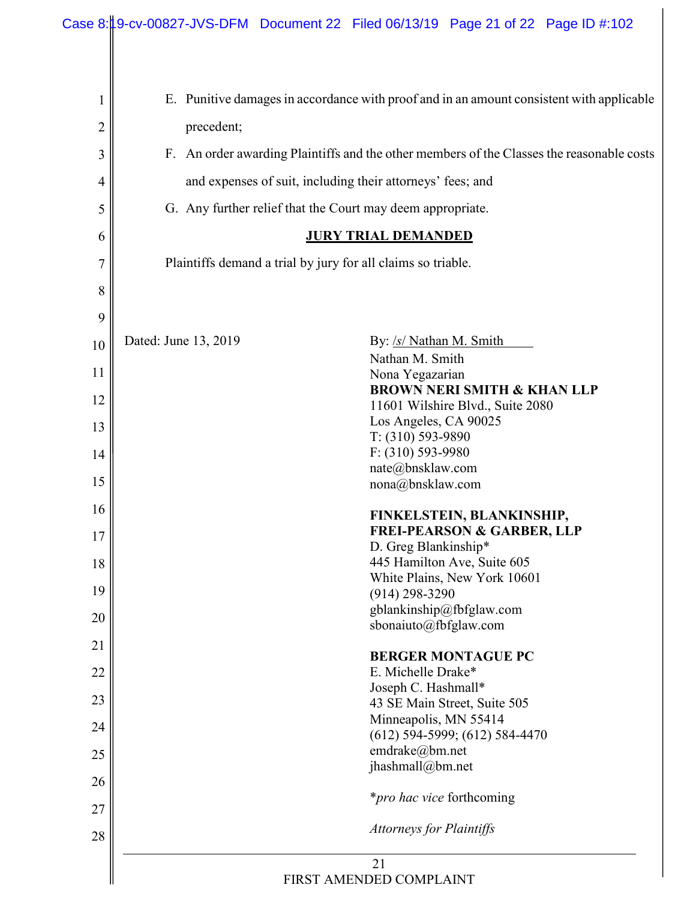E. Punitive damages in accordance with proof and in an amount consistent with applicable precedent;

F. An order awarding Plaintiffs and the other members of the Classes the reasonable costs and expenses of suit, including their attorneys' fees; and

G. Any further relief that the Court may deem appropriate.

**JURY TRIAL DEMANDED**

Plaintiffs demand a trial by jury for all claims so triable.

Dated: June 13, 2019

By: /s/ Nathan M. Smith
Nathan M. Smith
Nona Yegazarian
**BROWN NERI SMITH & KHAN LLP**
11601 Wilshire Blvd., Suite 2080
Los Angeles, CA 90025
T: (310) 593-9890
F: (310) 593-9980
nate@bnsklaw.com
nona@bnsklaw.com

**FINKELSTEIN, BLANKINSHIP, FREI-PEARSON & GARBER, LLP**
D. Greg Blankinship*
445 Hamilton Ave, Suite 605
White Plains, New York 10601
(914) 298-3290
gblankinship@fbfglaw.com
sbonaiuto@fbfglaw.com

**BERGER MONTAGUE PC**
E. Michelle Drake*
Joseph C. Hashmall*
43 SE Main Street, Suite 505
Minneapolis, MN 55414
(612) 594-5999; (612) 584-4470
emdrake@bm.net
jhashmall@bm.net

**pro hac vice* forthcoming

*Attorneys for Plaintiffs*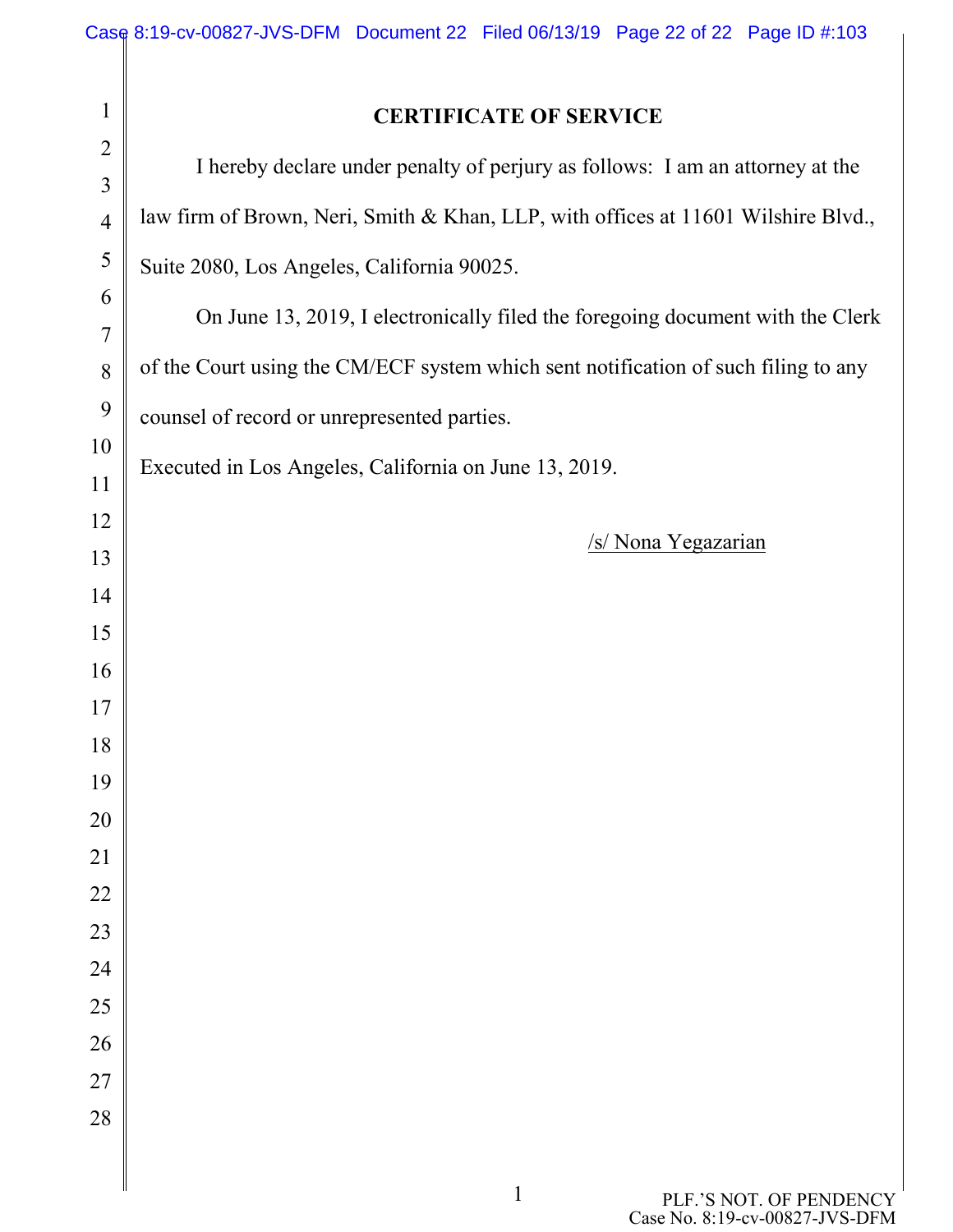# CERTIFICATE OF SERVICE

I hereby declare under penalty of perjury as follows: I am an attorney at the law firm of Brown, Neri, Smith & Khan, LLP, with offices at 11601 Wilshire Blvd., Suite 2080, Los Angeles, California 90025.

On June 13, 2019, I electronically filed the foregoing document with the Clerk of the Court using the CM/ECF system which sent notification of such filing to any counsel of record or unrepresented parties.

Executed in Los Angeles, California on June 13, 2019.

/s/ Nona Yegazarian